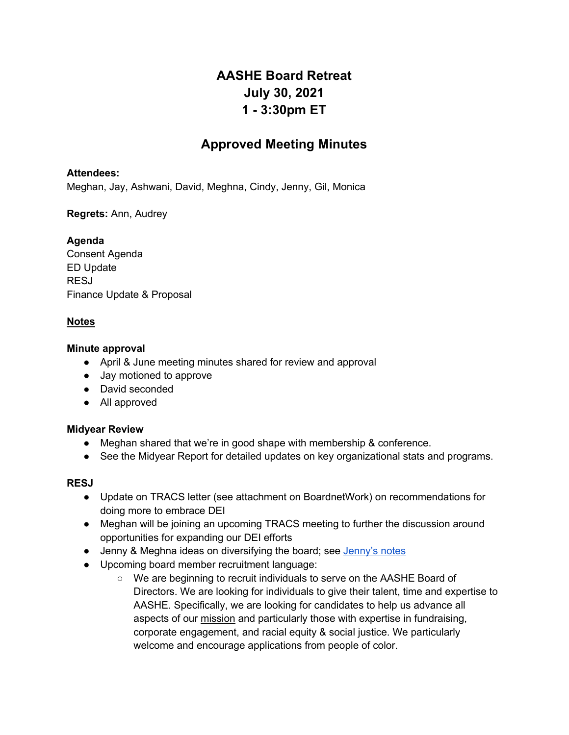# AASHE Board Retreat
# July 30, 2021
# 1 - 3:30pm ET

## Approved Meeting Minutes

**Attendees:**
Meghan, Jay, Ashwani, David, Meghna, Cindy, Jenny, Gil, Monica

**Regrets:** Ann, Audrey

**Agenda**
Consent Agenda
ED Update
RESJ
Finance Update & Proposal

**Notes**

**Minute approval**

- April & June meeting minutes shared for review and approval
- Jay motioned to approve
- David seconded
- All approved

**Midyear Review**

- Meghan shared that we're in good shape with membership & conference.
- See the Midyear Report for detailed updates on key organizational stats and programs.

**RESJ**

- Update on TRACS letter (see attachment on BoardnetWork) on recommendations for doing more to embrace DEI
- Meghan will be joining an upcoming TRACS meeting to further the discussion around opportunities for expanding our DEI efforts
- Jenny & Meghna ideas on diversifying the board; see Jenny's notes
- Upcoming board member recruitment language:
  - We are beginning to recruit individuals to serve on the AASHE Board of Directors. We are looking for individuals to give their talent, time and expertise to AASHE. Specifically, we are looking for candidates to help us advance all aspects of our mission and particularly those with expertise in fundraising, corporate engagement, and racial equity & social justice. We particularly welcome and encourage applications from people of color.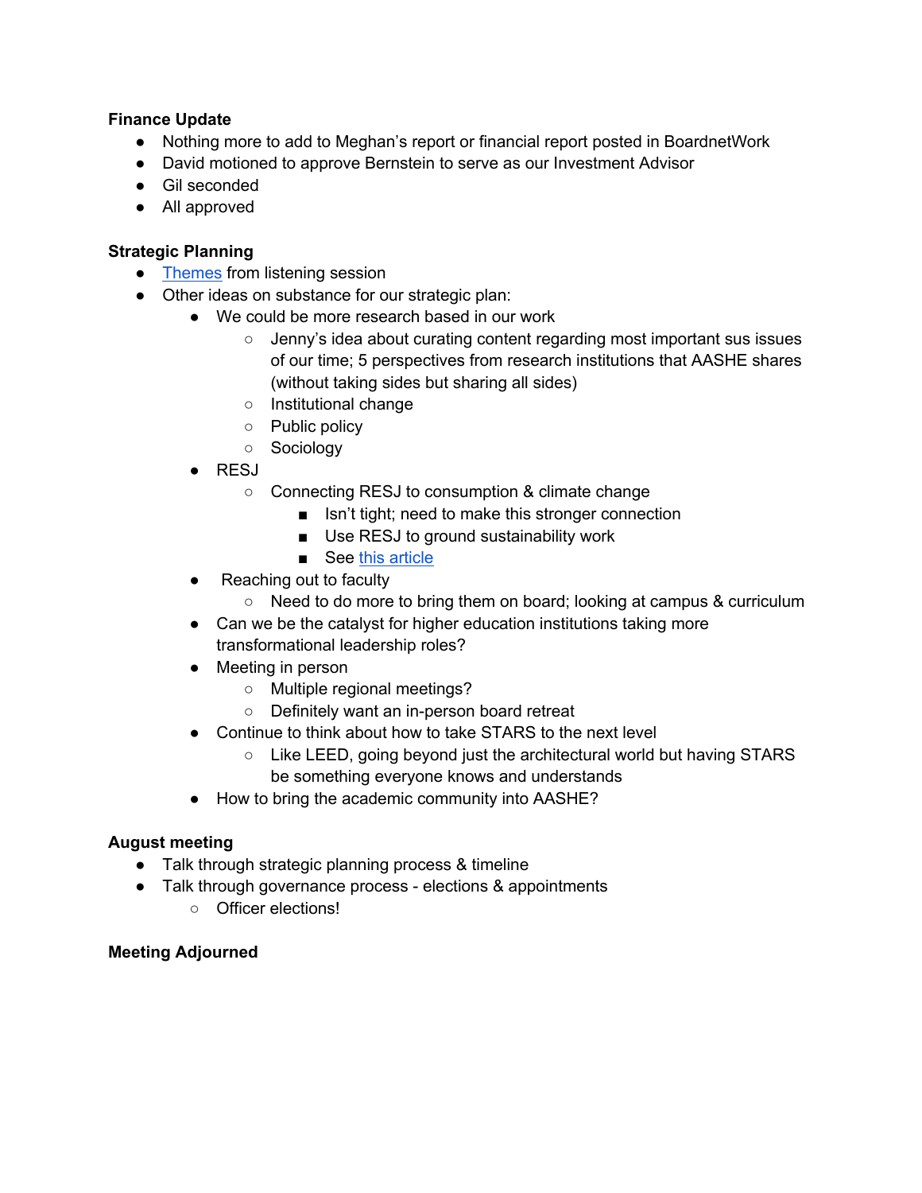**Finance Update**

- Nothing more to add to Meghan's report or financial report posted in BoardnetWork
- David motioned to approve Bernstein to serve as our Investment Advisor
- Gil seconded
- All approved

**Strategic Planning**

- Themes from listening session
- Other ideas on substance for our strategic plan:
  - We could be more research based in our work
    - Jenny's idea about curating content regarding most important sus issues of our time; 5 perspectives from research institutions that AASHE shares (without taking sides but sharing all sides)
    - Institutional change
    - Public policy
    - Sociology
  - RESJ
    - Connecting RESJ to consumption & climate change
      - Isn't tight; need to make this stronger connection
      - Use RESJ to ground sustainability work
      - See this article
  - Reaching out to faculty
    - Need to do more to bring them on board; looking at campus & curriculum
  - Can we be the catalyst for higher education institutions taking more transformational leadership roles?
  - Meeting in person
    - Multiple regional meetings?
    - Definitely want an in-person board retreat
  - Continue to think about how to take STARS to the next level
    - Like LEED, going beyond just the architectural world but having STARS be something everyone knows and understands
  - How to bring the academic community into AASHE?

**August meeting**

- Talk through strategic planning process & timeline
- Talk through governance process - elections & appointments
  - Officer elections!

**Meeting Adjourned**